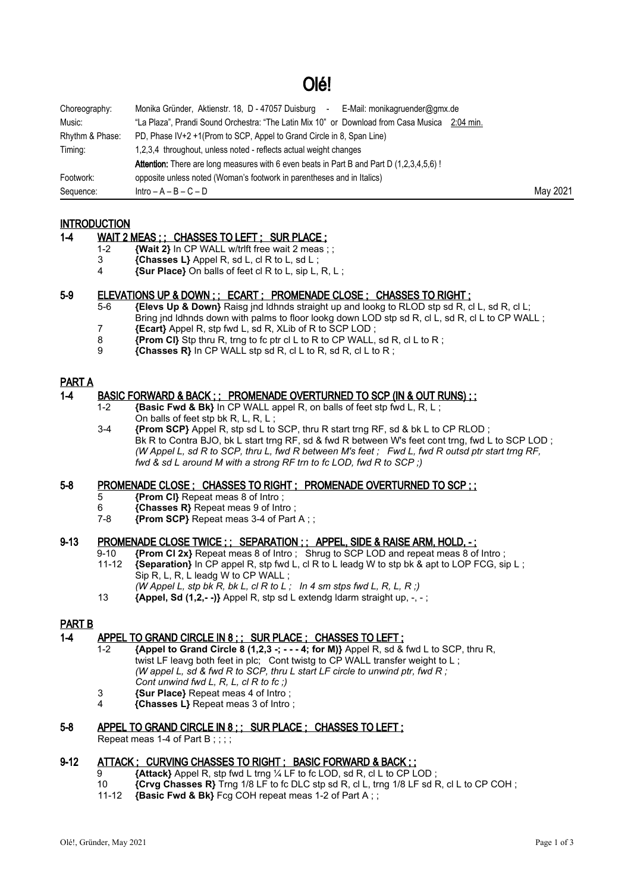# Olé!

| | |
|---|---|
| Choreography: | Monika Gründer, Aktienstr. 18, D - 47057 Duisburg - E-Mail: monikagruender@gmx.de |
| Music: | "La Plaza", Prandi Sound Orchestra: "The Latin Mix 10" or Download from Casa Musica 2:04 min. |
| Rhythm & Phase: | PD, Phase IV+2 +1(Prom to SCP, Appel to Grand Circle in 8, Span Line) |
| Timing: | 1,2,3,4 throughout, unless noted - reflects actual weight changes |
| | **Attention:** There are long measures with 6 even beats in Part B and Part D (1,2,3,4,5,6) ! |
| Footwork: | opposite unless noted (Woman's footwork in parentheses and in Italics) |
| Sequence: | Intro – A – B – C – D |

May 2021

## INTRODUCTION

### 1-4 WAIT 2 MEAS ; ; CHASSES TO LEFT ; SUR PLACE ;

- 1-2 **{Wait 2}** In CP WALL w/trlft free wait 2 meas ; ;
- 3 **{Chasses L}** Appel R, sd L, cl R to L, sd L ;
- 4 **{Sur Place}** On balls of feet cl R to L, sip L, R, L ;

### 5-9 ELEVATIONS UP & DOWN ; ; ECART ; PROMENADE CLOSE ; CHASSES TO RIGHT ;

- 5-6 **{Elevs Up & Down}** Raisg jnd ldhnds straight up and lookg to RLOD stp sd R, cl L, sd R, cl L; Bring jnd ldhnds down with palms to floor lookg down LOD stp sd R, cl L, sd R, cl L to CP WALL ;
- 7 **{Ecart}** Appel R, stp fwd L, sd R, XLib of R to SCP LOD ;
- 8 **{Prom Cl}** Stp thru R, trng to fc ptr cl L to R to CP WALL, sd R, cl L to R ;
- 9 **{Chasses R}** In CP WALL stp sd R, cl L to R, sd R, cl L to R ;

## PART A

### 1-4 BASIC FORWARD & BACK ; ; PROMENADE OVERTURNED TO SCP (IN & OUT RUNS) ; ;

- 1-2 **{Basic Fwd & Bk}** In CP WALL appel R, on balls of feet stp fwd L, R, L ; On balls of feet stp bk R, L, R, L ;
- 3-4 **{Prom SCP}** Appel R, stp sd L to SCP, thru R start trng RF, sd & bk L to CP RLOD ; Bk R to Contra BJO, bk L start trng RF, sd & fwd R between W's feet cont trng, fwd L to SCP LOD ; *(W Appel L, sd R to SCP, thru L, fwd R between M's feet ; Fwd L, fwd R outsd ptr start trng RF, fwd & sd L around M with a strong RF trn to fc LOD, fwd R to SCP ;)*

### 5-8 PROMENADE CLOSE ; CHASSES TO RIGHT ; PROMENADE OVERTURNED TO SCP ; ;

- 5 **{Prom Cl}** Repeat meas 8 of Intro ;
- 6 **{Chasses R}** Repeat meas 9 of Intro ;
- 7-8 **{Prom SCP}** Repeat meas 3-4 of Part A ; ;

### 9-13 PROMENADE CLOSE TWICE ; ; SEPARATION ; ; APPEL, SIDE & RAISE ARM, HOLD, - ;

- 9-10 **{Prom Cl 2x}** Repeat meas 8 of Intro ; Shrug to SCP LOD and repeat meas 8 of Intro ;
- 11-12 **{Separation}** In CP appel R, stp fwd L, cl R to L leadg W to stp bk & apt to LOP FCG, sip L ; Sip R, L, R, L leadg W to CP WALL ; *(W Appel L, stp bk R, bk L, cl R to L ; In 4 sm stps fwd L, R, L, R ;)*
- 13 **{Appel, Sd (1,2,- -)}** Appel R, stp sd L extendg ldarm straight up, -, - ;

## PART B

### 1-4 APPEL TO GRAND CIRCLE IN 8 ; ; SUR PLACE ; CHASSES TO LEFT ;

- 1-2 **{Appel to Grand Circle 8 (1,2,3 -; - - - 4; for M)}** Appel R, sd & fwd L to SCP, thru R, twist LF leavg both feet in plc; Cont twistg to CP WALL transfer weight to L ; *(W appel L, sd & fwd R to SCP, thru L start LF circle to unwind ptr, fwd R ; Cont unwind fwd L, R, L, cl R to fc ;)*
- 3 **{Sur Place}** Repeat meas 4 of Intro ;
- 4 **{Chasses L}** Repeat meas 3 of Intro ;

### 5-8 APPEL TO GRAND CIRCLE IN 8 ; ; SUR PLACE ; CHASSES TO LEFT ;

Repeat meas 1-4 of Part B ; ; ; ;

### 9-12 ATTACK ; CURVING CHASSES TO RIGHT ; BASIC FORWARD & BACK ; ;

- 9 **{Attack}** Appel R, stp fwd L trng ¼ LF to fc LOD, sd R, cl L to CP LOD ;
- 10 **{Crvg Chasses R}** Trng 1/8 LF to fc DLC stp sd R, cl L, trng 1/8 LF sd R, cl L to CP COH ;
- 11-12 **{Basic Fwd & Bk}** Fcg COH repeat meas 1-2 of Part A ; ;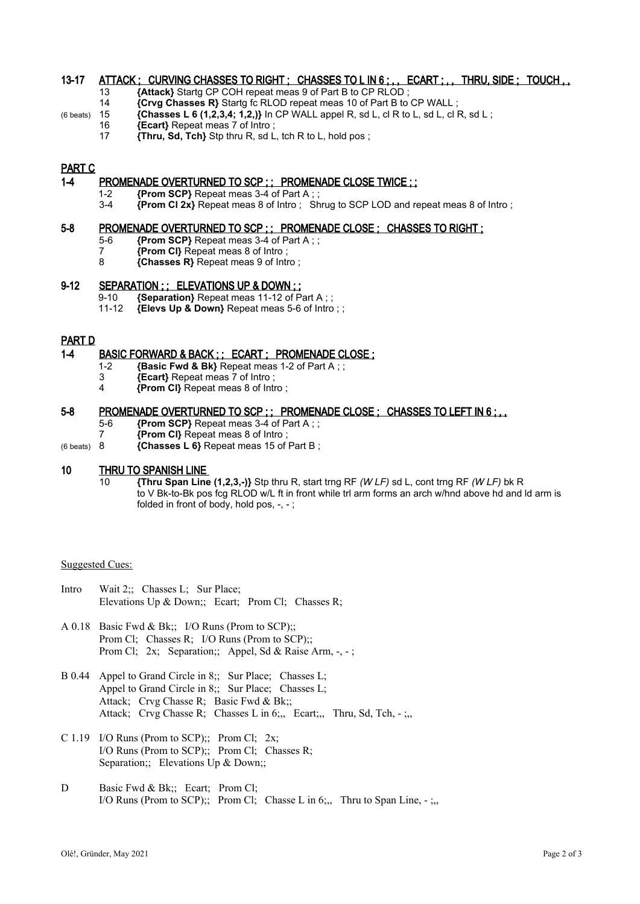## 13-17 ATTACK ; CURVING CHASSES TO RIGHT ; CHASSES TO L IN 6 ; , , ECART ; , , THRU, SIDE ; TOUCH , ,

13 **{Attack}** Startg CP COH repeat meas 9 of Part B to CP RLOD ;

14 **{Crvg Chasses R}** Startg fc RLOD repeat meas 10 of Part B to CP WALL ;

(6 beats) 15 **{Chasses L 6 (1,2,3,4; 1,2,)}** In CP WALL appel R, sd L, cl R to L, sd L, cl R, sd L ;

16 **{Ecart}** Repeat meas 7 of Intro ;

17 **{Thru, Sd, Tch}** Stp thru R, sd L, tch R to L, hold pos ;

# PART C

## 1-4 PROMENADE OVERTURNED TO SCP ; ; PROMENADE CLOSE TWICE ; ;

1-2 **{Prom SCP}** Repeat meas 3-4 of Part A ; ;

3-4 **{Prom Cl 2x}** Repeat meas 8 of Intro ; Shrug to SCP LOD and repeat meas 8 of Intro ;

## 5-8 PROMENADE OVERTURNED TO SCP ; ; PROMENADE CLOSE ; CHASSES TO RIGHT ;

5-6 **{Prom SCP}** Repeat meas 3-4 of Part A ; ;

7 **{Prom Cl}** Repeat meas 8 of Intro ;

8 **{Chasses R}** Repeat meas 9 of Intro ;

## 9-12 SEPARATION ; ; ELEVATIONS UP & DOWN ; ;

9-10 **{Separation}** Repeat meas 11-12 of Part A ; ;

11-12 **{Elevs Up & Down}** Repeat meas 5-6 of Intro ; ;

# PART D

## 1-4 BASIC FORWARD & BACK ; ; ECART ; PROMENADE CLOSE ;

1-2 **{Basic Fwd & Bk}** Repeat meas 1-2 of Part A ; ;

3 **{Ecart}** Repeat meas 7 of Intro ;

4 **{Prom Cl}** Repeat meas 8 of Intro ;

## 5-8 PROMENADE OVERTURNED TO SCP ; ; PROMENADE CLOSE ; CHASSES TO LEFT IN 6 ; , ,

5-6 **{Prom SCP}** Repeat meas 3-4 of Part A ; ;

7 **{Prom Cl}** Repeat meas 8 of Intro ;

(6 beats) 8 **{Chasses L 6}** Repeat meas 15 of Part B ;

## 10 THRU TO SPANISH LINE

10 **{Thru Span Line (1,2,3,-)}** Stp thru R, start trng RF *(W LF)* sd L, cont trng RF *(W LF)* bk R to V Bk-to-Bk pos fcg RLOD w/L ft in front while trl arm forms an arch w/hnd above hd and ld arm is folded in front of body, hold pos, -, - ;

Suggested Cues:

Intro Wait 2;; Chasses L; Sur Place;
Elevations Up & Down;; Ecart; Prom Cl; Chasses R;

A 0.18 Basic Fwd & Bk;; I/O Runs (Prom to SCP);;
Prom Cl; Chasses R; I/O Runs (Prom to SCP);;
Prom Cl; 2x; Separation;; Appel, Sd & Raise Arm, -, - ;

B 0.44 Appel to Grand Circle in 8;; Sur Place; Chasses L;
Appel to Grand Circle in 8;; Sur Place; Chasses L;
Attack; Crvg Chasse R; Basic Fwd & Bk;;
Attack; Crvg Chasse R; Chasses L in 6;,, Ecart;,, Thru, Sd, Tch, - ;,,

C 1.19 I/O Runs (Prom to SCP);; Prom Cl; 2x;
I/O Runs (Prom to SCP);; Prom Cl; Chasses R;
Separation;; Elevations Up & Down;;

D Basic Fwd & Bk;; Ecart; Prom Cl;
I/O Runs (Prom to SCP);; Prom Cl; Chasse L in 6;,, Thru to Span Line, - ;,,